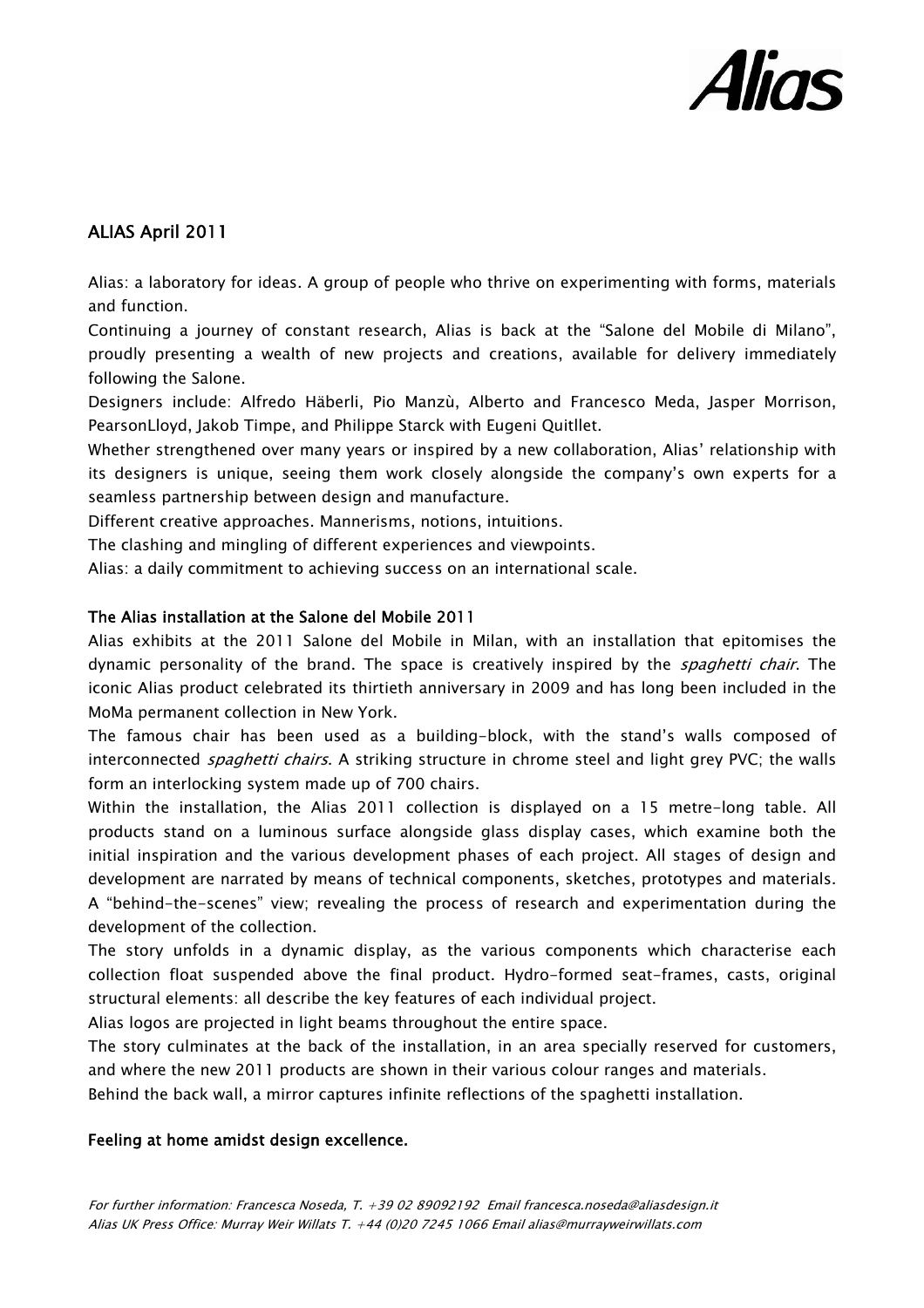Alias

## ALIAS April 2011

Alias: a laboratory for ideas. A group of people who thrive on experimenting with forms, materials and function.

Continuing a journey of constant research, Alias is back at the "Salone del Mobile di Milano", proudly presenting a wealth of new projects and creations, available for delivery immediately following the Salone.

Designers include: Alfredo Häberli, Pio Manzù, Alberto and Francesco Meda, Jasper Morrison, PearsonLloyd, Jakob Timpe, and Philippe Starck with Eugeni Quitllet.

Whether strengthened over many years or inspired by a new collaboration, Alias' relationship with its designers is unique, seeing them work closely alongside the company's own experts for a seamless partnership between design and manufacture.

Different creative approaches. Mannerisms, notions, intuitions.

The clashing and mingling of different experiences and viewpoints.

Alias: a daily commitment to achieving success on an international scale.

### The Alias installation at the Salone del Mobile 2011

Alias exhibits at the 2011 Salone del Mobile in Milan, with an installation that epitomises the dynamic personality of the brand. The space is creatively inspired by the *spaghetti chair*. The iconic Alias product celebrated its thirtieth anniversary in 2009 and has long been included in the MoMa permanent collection in New York.

The famous chair has been used as a building-block, with the stand's walls composed of interconnected *spaghetti chairs*. A striking structure in chrome steel and light grey PVC; the walls form an interlocking system made up of 700 chairs.

Within the installation, the Alias 2011 collection is displayed on a 15 metre-long table. All products stand on a luminous surface alongside glass display cases, which examine both the initial inspiration and the various development phases of each project. All stages of design and development are narrated by means of technical components, sketches, prototypes and materials. A "behind-the-scenes" view; revealing the process of research and experimentation during the development of the collection.

The story unfolds in a dynamic display, as the various components which characterise each collection float suspended above the final product. Hydro-formed seat-frames, casts, original structural elements: all describe the key features of each individual project.

Alias logos are projected in light beams throughout the entire space.

The story culminates at the back of the installation, in an area specially reserved for customers, and where the new 2011 products are shown in their various colour ranges and materials.

Behind the back wall, a mirror captures infinite reflections of the spaghetti installation.

### Feeling at home amidst design excellence.

*For further information: Francesca Noseda, T. +39 02 89092192 Email francesca.noseda@aliasdesign.it*
*Alias UK Press Office: Murray Weir Willats T. +44 (0)20 7245 1066 Email alias@murrayweirwillats.com*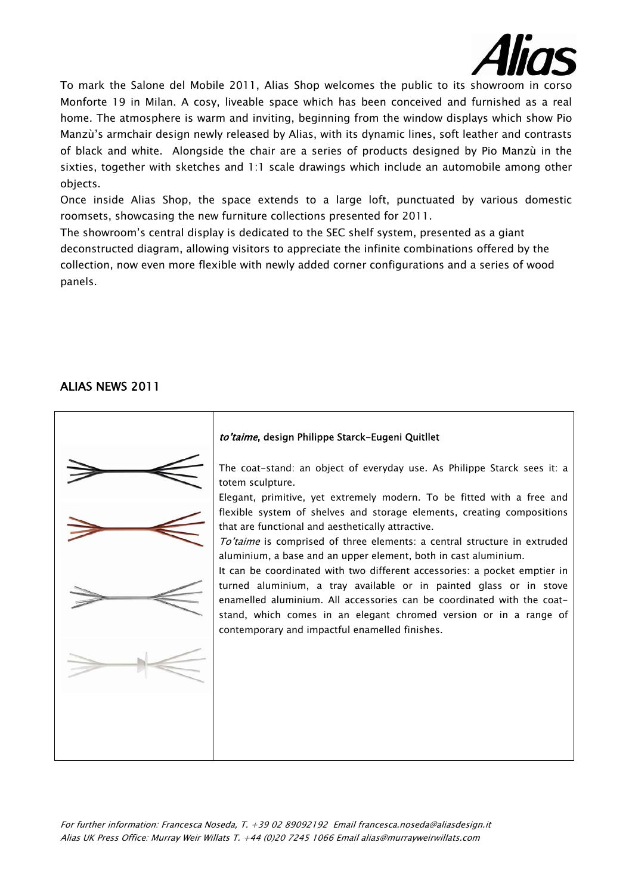To mark the Salone del Mobile 2011, Alias Shop welcomes the public to its showroom in corso Monforte 19 in Milan. A cosy, liveable space which has been conceived and furnished as a real home. The atmosphere is warm and inviting, beginning from the window displays which show Pio Manzù's armchair design newly released by Alias, with its dynamic lines, soft leather and contrasts of black and white. Alongside the chair are a series of products designed by Pio Manzù in the sixties, together with sketches and 1:1 scale drawings which include an automobile among other objects.

Once inside Alias Shop, the space extends to a large loft, punctuated by various domestic roomsets, showcasing the new furniture collections presented for 2011.

The showroom's central display is dedicated to the SEC shelf system, presented as a giant deconstructed diagram, allowing visitors to appreciate the infinite combinations offered by the collection, now even more flexible with newly added corner configurations and a series of wood panels.

## ALIAS NEWS 2011

***to'taime*, design Philippe Starck-Eugeni Quitllet**

The coat-stand: an object of everyday use. As Philippe Starck sees it: a totem sculpture.

Elegant, primitive, yet extremely modern. To be fitted with a free and flexible system of shelves and storage elements, creating compositions that are functional and aesthetically attractive.

*To'taime* is comprised of three elements: a central structure in extruded aluminium, a base and an upper element, both in cast aluminium.

It can be coordinated with two different accessories: a pocket emptier in turned aluminium, a tray available or in painted glass or in stove enamelled aluminium. All accessories can be coordinated with the coat-stand, which comes in an elegant chromed version or in a range of contemporary and impactful enamelled finishes.

*For further information: Francesca Noseda, T. +39 02 89092192 Email francesca.noseda@aliasdesign.it*
*Alias UK Press Office: Murray Weir Willats T. +44 (0)20 7245 1066 Email alias@murrayweirwillats.com*